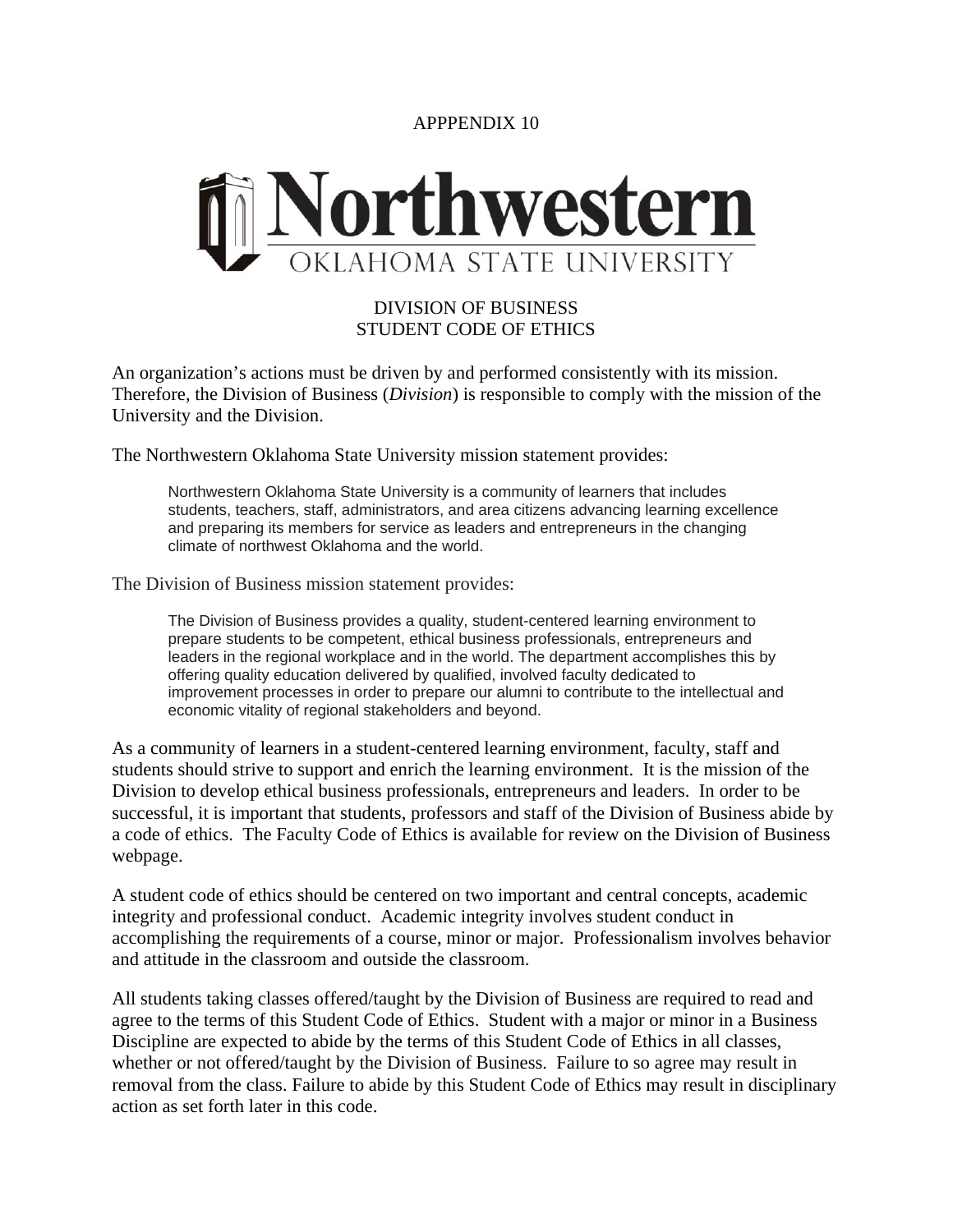APPPENDIX 10

Northwestern
OKLAHOMA STATE UNIVERSITY

# DIVISION OF BUSINESS
# STUDENT CODE OF ETHICS

An organization's actions must be driven by and performed consistently with its mission. Therefore, the Division of Business (*Division*) is responsible to comply with the mission of the University and the Division.

The Northwestern Oklahoma State University mission statement provides:

> Northwestern Oklahoma State University is a community of learners that includes students, teachers, staff, administrators, and area citizens advancing learning excellence and preparing its members for service as leaders and entrepreneurs in the changing climate of northwest Oklahoma and the world.

The Division of Business mission statement provides:

> The Division of Business provides a quality, student-centered learning environment to prepare students to be competent, ethical business professionals, entrepreneurs and leaders in the regional workplace and in the world. The department accomplishes this by offering quality education delivered by qualified, involved faculty dedicated to improvement processes in order to prepare our alumni to contribute to the intellectual and economic vitality of regional stakeholders and beyond.

As a community of learners in a student-centered learning environment, faculty, staff and students should strive to support and enrich the learning environment. It is the mission of the Division to develop ethical business professionals, entrepreneurs and leaders. In order to be successful, it is important that students, professors and staff of the Division of Business abide by a code of ethics. The Faculty Code of Ethics is available for review on the Division of Business webpage.

A student code of ethics should be centered on two important and central concepts, academic integrity and professional conduct. Academic integrity involves student conduct in accomplishing the requirements of a course, minor or major. Professionalism involves behavior and attitude in the classroom and outside the classroom.

All students taking classes offered/taught by the Division of Business are required to read and agree to the terms of this Student Code of Ethics. Student with a major or minor in a Business Discipline are expected to abide by the terms of this Student Code of Ethics in all classes, whether or not offered/taught by the Division of Business. Failure to so agree may result in removal from the class. Failure to abide by this Student Code of Ethics may result in disciplinary action as set forth later in this code.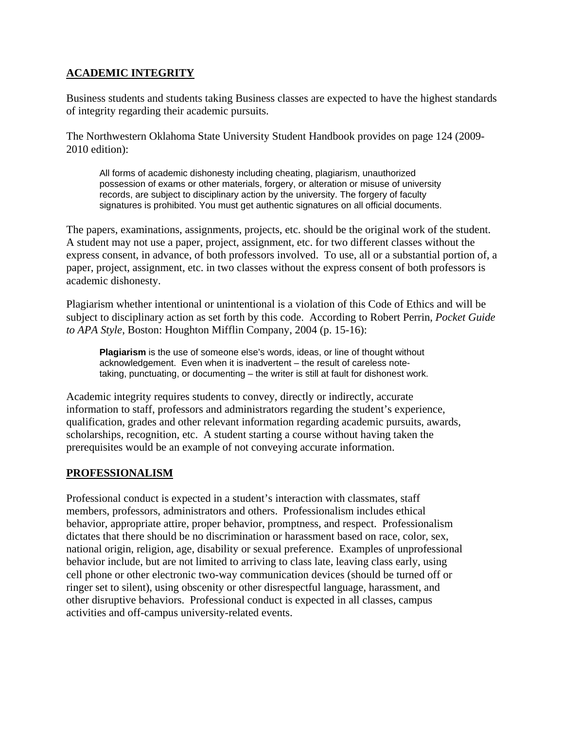## ACADEMIC INTEGRITY

Business students and students taking Business classes are expected to have the highest standards of integrity regarding their academic pursuits.

The Northwestern Oklahoma State University Student Handbook provides on page 124 (2009-2010 edition):

> All forms of academic dishonesty including cheating, plagiarism, unauthorized possession of exams or other materials, forgery, or alteration or misuse of university records, are subject to disciplinary action by the university. The forgery of faculty signatures is prohibited. You must get authentic signatures on all official documents.

The papers, examinations, assignments, projects, etc. should be the original work of the student. A student may not use a paper, project, assignment, etc. for two different classes without the express consent, in advance, of both professors involved. To use, all or a substantial portion of, a paper, project, assignment, etc. in two classes without the express consent of both professors is academic dishonesty.

Plagiarism whether intentional or unintentional is a violation of this Code of Ethics and will be subject to disciplinary action as set forth by this code. According to Robert Perrin, *Pocket Guide to APA Style*, Boston: Houghton Mifflin Company, 2004 (p. 15-16):

> **Plagiarism** is the use of someone else's words, ideas, or line of thought without acknowledgement. Even when it is inadvertent – the result of careless note-taking, punctuating, or documenting – the writer is still at fault for dishonest work.

Academic integrity requires students to convey, directly or indirectly, accurate information to staff, professors and administrators regarding the student's experience, qualification, grades and other relevant information regarding academic pursuits, awards, scholarships, recognition, etc. A student starting a course without having taken the prerequisites would be an example of not conveying accurate information.

## PROFESSIONALISM

Professional conduct is expected in a student's interaction with classmates, staff members, professors, administrators and others. Professionalism includes ethical behavior, appropriate attire, proper behavior, promptness, and respect. Professionalism dictates that there should be no discrimination or harassment based on race, color, sex, national origin, religion, age, disability or sexual preference. Examples of unprofessional behavior include, but are not limited to arriving to class late, leaving class early, using cell phone or other electronic two-way communication devices (should be turned off or ringer set to silent), using obscenity or other disrespectful language, harassment, and other disruptive behaviors. Professional conduct is expected in all classes, campus activities and off-campus university-related events.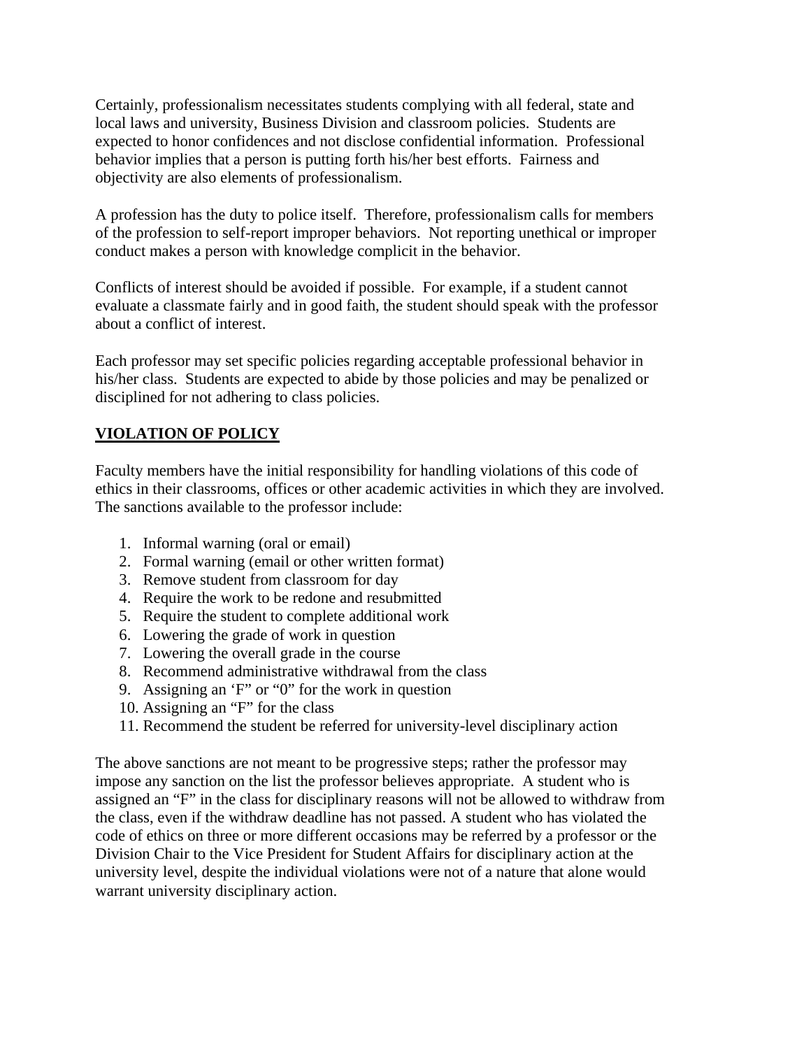Certainly, professionalism necessitates students complying with all federal, state and local laws and university, Business Division and classroom policies. Students are expected to honor confidences and not disclose confidential information. Professional behavior implies that a person is putting forth his/her best efforts. Fairness and objectivity are also elements of professionalism.

A profession has the duty to police itself. Therefore, professionalism calls for members of the profession to self-report improper behaviors. Not reporting unethical or improper conduct makes a person with knowledge complicit in the behavior.

Conflicts of interest should be avoided if possible. For example, if a student cannot evaluate a classmate fairly and in good faith, the student should speak with the professor about a conflict of interest.

Each professor may set specific policies regarding acceptable professional behavior in his/her class. Students are expected to abide by those policies and may be penalized or disciplined for not adhering to class policies.

## **VIOLATION OF POLICY**

Faculty members have the initial responsibility for handling violations of this code of ethics in their classrooms, offices or other academic activities in which they are involved. The sanctions available to the professor include:

1. Informal warning (oral or email)
2. Formal warning (email or other written format)
3. Remove student from classroom for day
4. Require the work to be redone and resubmitted
5. Require the student to complete additional work
6. Lowering the grade of work in question
7. Lowering the overall grade in the course
8. Recommend administrative withdrawal from the class
9. Assigning an 'F" or "0" for the work in question
10. Assigning an "F" for the class
11. Recommend the student be referred for university-level disciplinary action

The above sanctions are not meant to be progressive steps; rather the professor may impose any sanction on the list the professor believes appropriate. A student who is assigned an "F" in the class for disciplinary reasons will not be allowed to withdraw from the class, even if the withdraw deadline has not passed. A student who has violated the code of ethics on three or more different occasions may be referred by a professor or the Division Chair to the Vice President for Student Affairs for disciplinary action at the university level, despite the individual violations were not of a nature that alone would warrant university disciplinary action.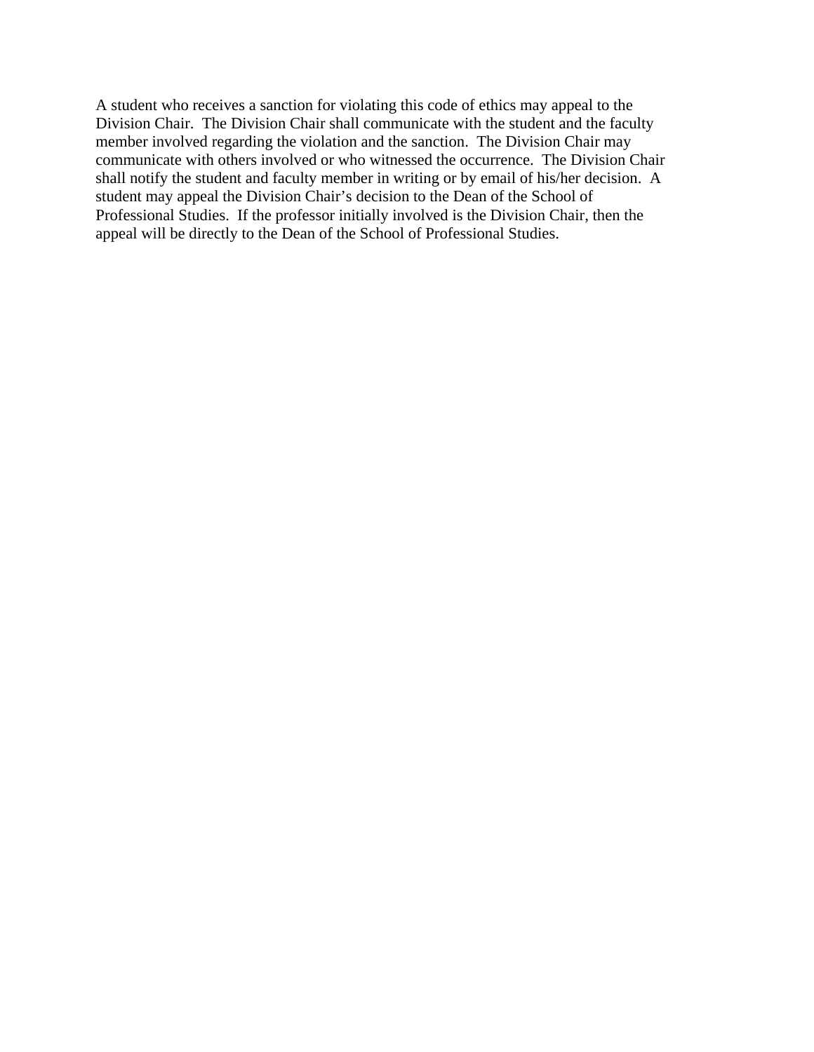A student who receives a sanction for violating this code of ethics may appeal to the Division Chair. The Division Chair shall communicate with the student and the faculty member involved regarding the violation and the sanction. The Division Chair may communicate with others involved or who witnessed the occurrence. The Division Chair shall notify the student and faculty member in writing or by email of his/her decision. A student may appeal the Division Chair's decision to the Dean of the School of Professional Studies. If the professor initially involved is the Division Chair, then the appeal will be directly to the Dean of the School of Professional Studies.